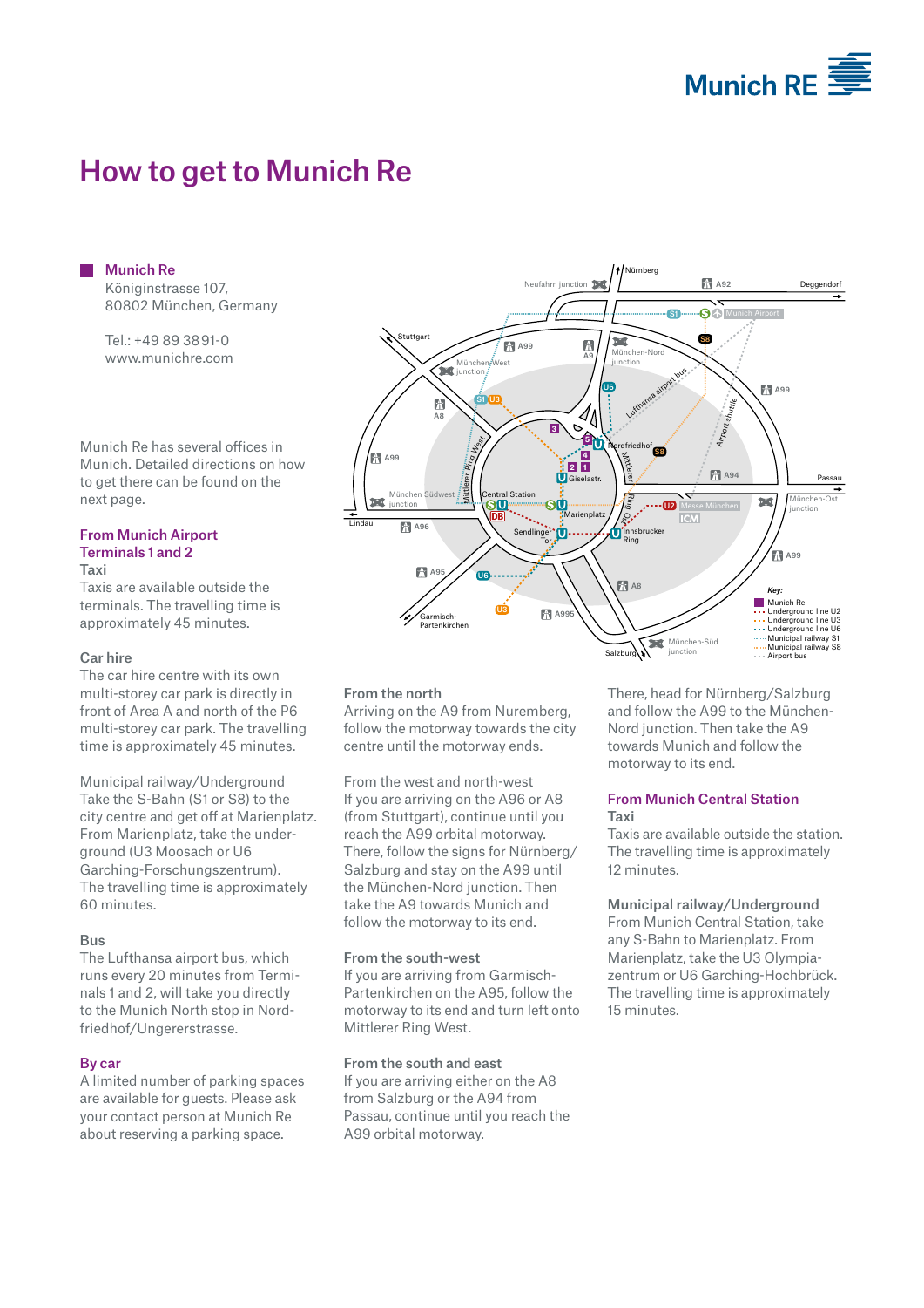# How to get to Munich Re

## Munich Re

Königinstrasse 107,
80802 München, Germany

Tel.: +49 89 3891-0
www.munichre.com

Munich Re has several offices in Munich. Detailed directions on how to get there can be found on the next page.

## From Munich Airport Terminals 1 and 2

**Taxi**
Taxis are available outside the terminals. The travelling time is approximately 45 minutes.

**Car hire**
The car hire centre with its own multi-storey car park is directly in front of Area A and north of the P6 multi-storey car park. The travelling time is approximately 45 minutes.

**Municipal railway/Underground**
Take the S-Bahn (S1 or S8) to the city centre and get off at Marienplatz. From Marienplatz, take the underground (U3 Moosach or U6 Garching-Forschungszentrum). The travelling time is approximately 60 minutes.

**Bus**
The Lufthansa airport bus, which runs every 20 minutes from Terminals 1 and 2, will take you directly to the Munich North stop in Nordfriedhof/Ungererstrasse.

## By car

A limited number of parking spaces are available for guests. Please ask your contact person at Munich Re about reserving a parking space.

**From the north**
Arriving on the A9 from Nuremberg, follow the motorway towards the city centre until the motorway ends.

**From the west and north-west**
If you are arriving on the A96 or A8 (from Stuttgart), continue until you reach the A99 orbital motorway. There, follow the signs for Nürnberg/Salzburg and stay on the A99 until the München-Nord junction. Then take the A9 towards Munich and follow the motorway to its end.

**From the south-west**
If you are arriving from Garmisch-Partenkirchen on the A95, follow the motorway to its end and turn left onto Mittlerer Ring West.

**From the south and east**
If you are arriving either on the A8 from Salzburg or the A94 from Passau, continue until you reach the A99 orbital motorway. There, head for Nürnberg/Salzburg and follow the A99 to the München-Nord junction. Then take the A9 towards Munich and follow the motorway to its end.

## From Munich Central Station

**Taxi**
Taxis are available outside the station. The travelling time is approximately 12 minutes.

**Municipal railway/Underground**
From Munich Central Station, take any S-Bahn to Marienplatz. From Marienplatz, take the U3 Olympiazentrum or U6 Garching-Hochbrück. The travelling time is approximately 15 minutes.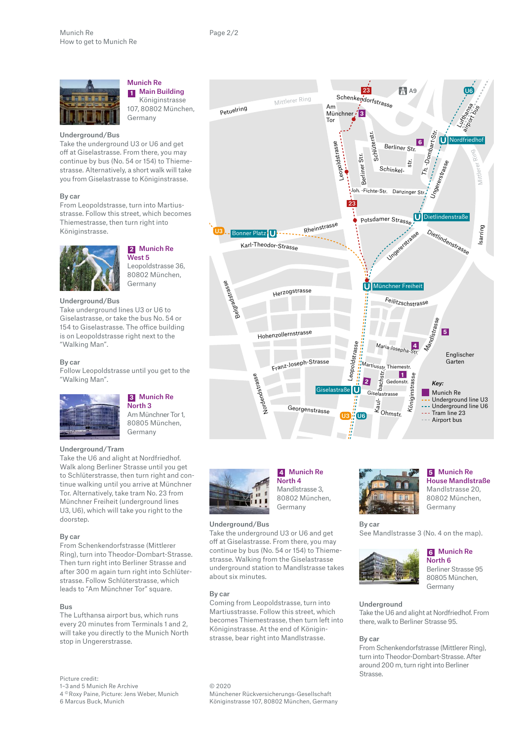## 1 Munich Re Main Building

Königinstrasse 107, 80802 München, Germany

**Underground/Bus**

Take the underground U3 or U6 and get off at Giselastrasse. From there, you may continue by bus (No. 54 or 154) to Thiemestrasse. Alternatively, a short walk will take you from Giselastrasse to Königinstrasse.

**By car**

From Leopoldstrasse, turn into Martiusstrasse. Follow this street, which becomes Thiemestrasse, then turn right into Königinstrasse.

## 2 Munich Re West 5

Leopoldstrasse 36, 80802 München, Germany

**Underground/Bus**

Take underground lines U3 or U6 to Giselastrasse, or take the bus No. 54 or 154 to Giselastrasse. The office building is on Leopoldstrasse right next to the "Walking Man".

**By car**

Follow Leopoldstrasse until you get to the "Walking Man".

## 3 Munich Re North 3

Am Münchner Tor 1, 80805 München, Germany

**Underground/Tram**

Take the U6 and alight at Nordfriedhof. Walk along Berliner Strasse until you get to Schlüterstrasse, then turn right and continue walking until you arrive at Münchner Tor. Alternatively, take tram No. 23 from Münchner Freiheit (underground lines U3, U6), which will take you right to the doorstep.

**By car**

From Schenkendorfstrasse (Mittlerer Ring), turn into Theodor-Dombart-Strasse. Then turn right into Berliner Strasse and after 300 m again turn right into Schlüterstrasse. Follow Schlüterstrasse, which leads to "Am Münchner Tor" square.

**Bus**

The Lufthansa airport bus, which runs every 20 minutes from Terminals 1 and 2, will take you directly to the Munich North stop in Ungererstrasse.

Mittlerer Ring
Petuelring
Schenkendorfstrasse
Am Münchner Tor
A9
U6
Lufthansa airport bus
Nordfriedhof
Leopoldstrasse
Schlüterstr.
Berliner Str.
Berliner Str.
Schinkelstr.
Th.-Dombart-Str.
Ungererstrasse
Mittlerer Ring
Joh.-Fichte-Str.
Danzinger Str.
23
Potsdamer Strasse
Dietlindenstraße
Isarring
U3
Bonner Platz
Rheinstrasse
Dietlindenstrasse
Karl-Theodor-Strasse
Ungererstrasse
Münchner Freiheit
Belgradstrasse
Herzogstrasse
Feilitzschstrasse
Hohenzollernstrasse
Mandlstrasse
Maria-Josepha-Str.
Englischer Garten
Franz-Joseph-Strasse
Leopoldstrasse
Martiusstr.
Thiemestr.
Gedonstr.
Kaulbachstr.
Nordendstrasse
Giselastraße
Giselastrasse
Königinstrasse
Georgenstrasse
U3 U6
Ohmstr.

Key:
Munich Re
Underground line U3
Underground line U6
Tram line 23
Airport bus

## 4 Munich Re North 4

Mandlstrasse 3, 80802 München, Germany

**Underground/Bus**

Take the underground U3 or U6 and get off at Giselastrasse. From there, you may continue by bus (No. 54 or 154) to Thiemestrasse. Walking from the Giselastrasse underground station to Mandlstrasse takes about six minutes.

**By car**

Coming from Leopoldstrasse, turn into Martiusstrasse. Follow this street, which becomes Thiemestrasse, then turn left into Königinstrasse. At the end of Königinstrasse, bear right into Mandlstrasse.

## 5 Munich Re House Mandlstraße

Mandlstrasse 20, 80802 München, Germany

**By car**

See Mandlstrasse 3 (No. 4 on the map).

## 6 Munich Re North 6

Berliner Strasse 95, 80805 München, Germany

**Underground**

Take the U6 and alight at Nordfriedhof. From there, walk to Berliner Strasse 95.

**By car**

From Schenkendorfstrasse (Mittlerer Ring), turn into Theodor-Dombart-Strasse. After around 200 m, turn right into Berliner Strasse.

Picture credit:
1–3 and 5 Munich Re Archive
4 © Roxy Paine, Picture: Jens Weber, Munich
6 Marcus Buck, Munich

© 2020
Münchener Rückversicherungs-Gesellschaft
Königinstrasse 107, 80802 München, Germany